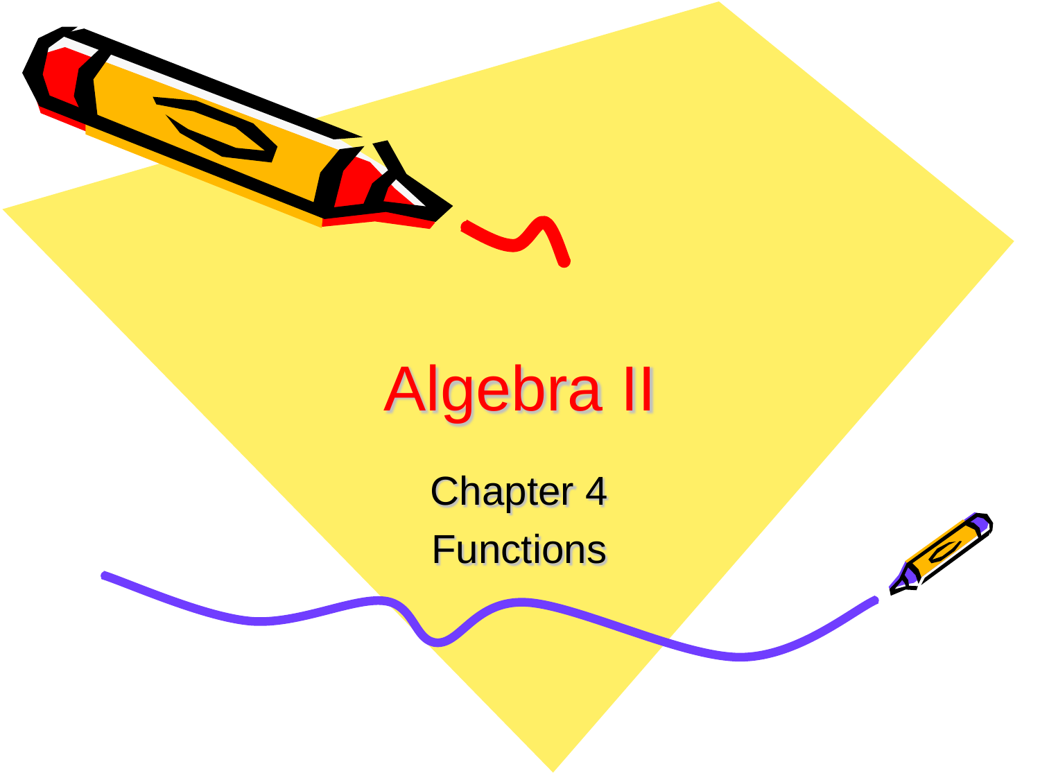# Algebra II

Chapter 4

Functions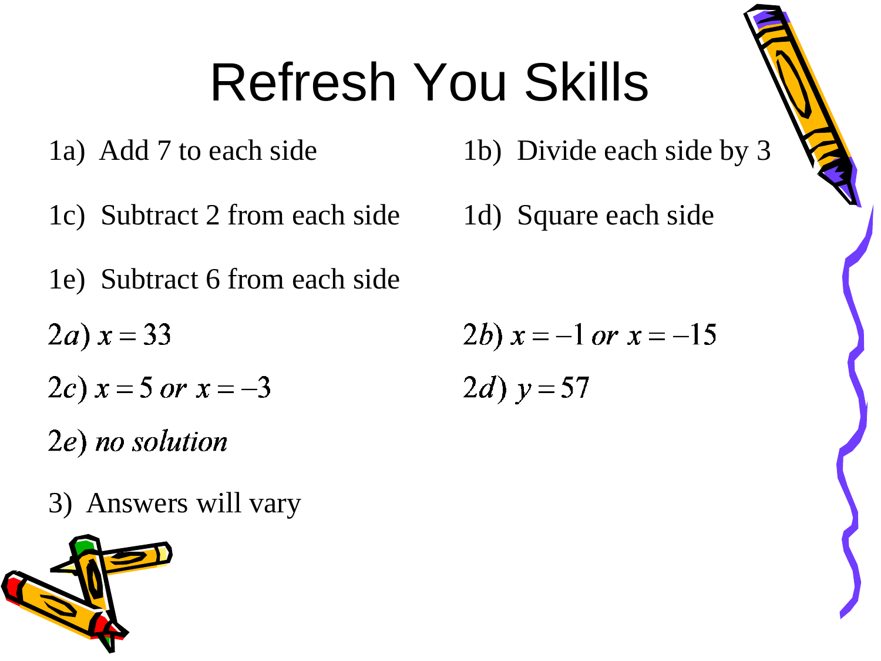# Refresh You Skills

1a) Add 7 to each side

1b) Divide each side by 3

1c) Subtract 2 from each side

1d) Square each side

1e) Subtract 6 from each side

$2a)\ x = 33$

$2b)\ x = -1 \text{ or } x = -15$

$2c)\ x = 5 \text{ or } x = -3$

$2d)\ y = 57$

$2e)$ *no solution*

3) Answers will vary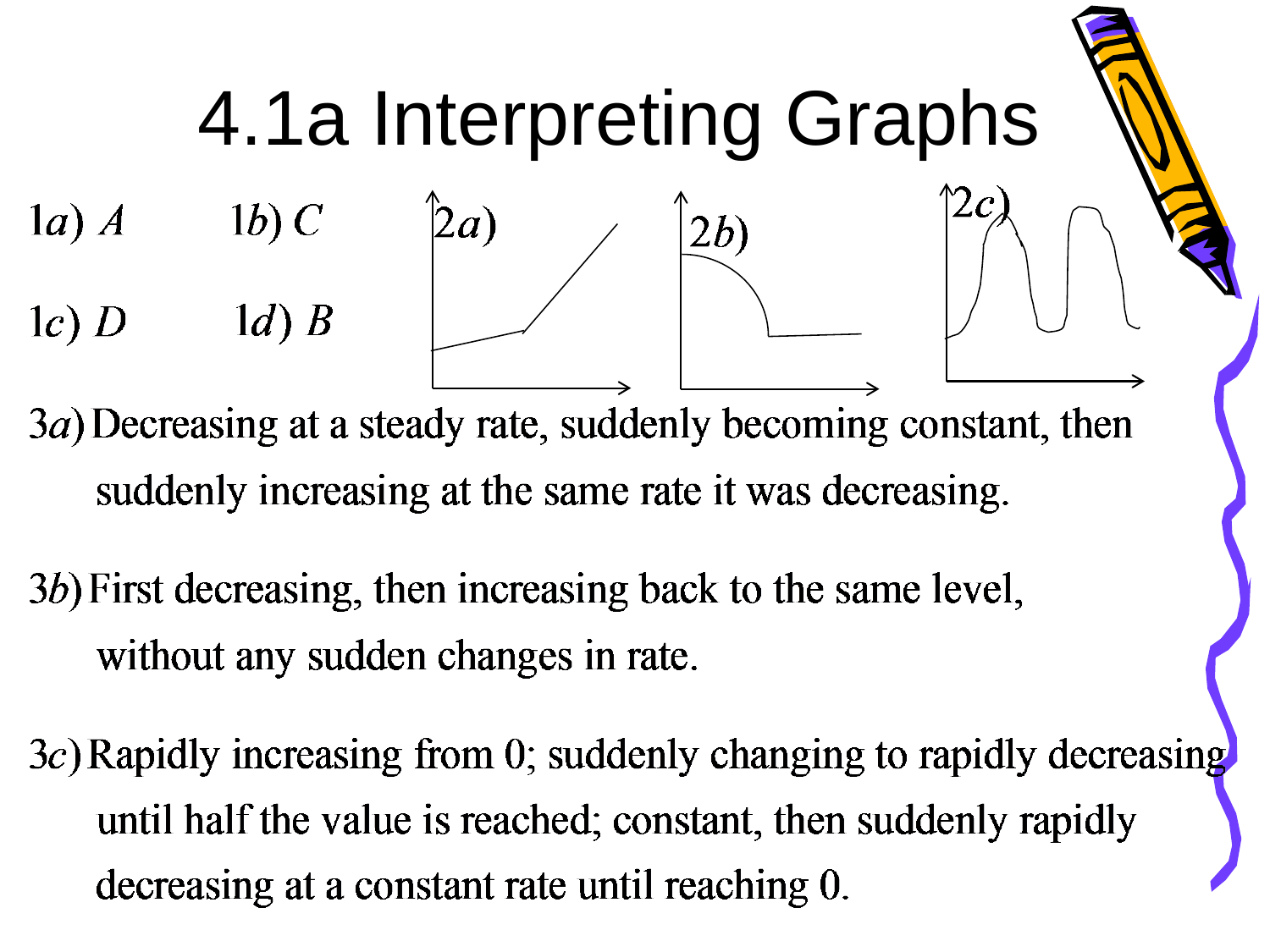# 4.1a Interpreting Graphs

$1a)\ A$ $1b)\ C$

$1c)\ D$ $1d)\ B$

2a)

2b)

2c)

3a) Decreasing at a steady rate, suddenly becoming constant, then suddenly increasing at the same rate it was decreasing.

3b) First decreasing, then increasing back to the same level, without any sudden changes in rate.

3c) Rapidly increasing from 0; suddenly changing to rapidly decreasing until half the value is reached; constant, then suddenly rapidly decreasing at a constant rate until reaching 0.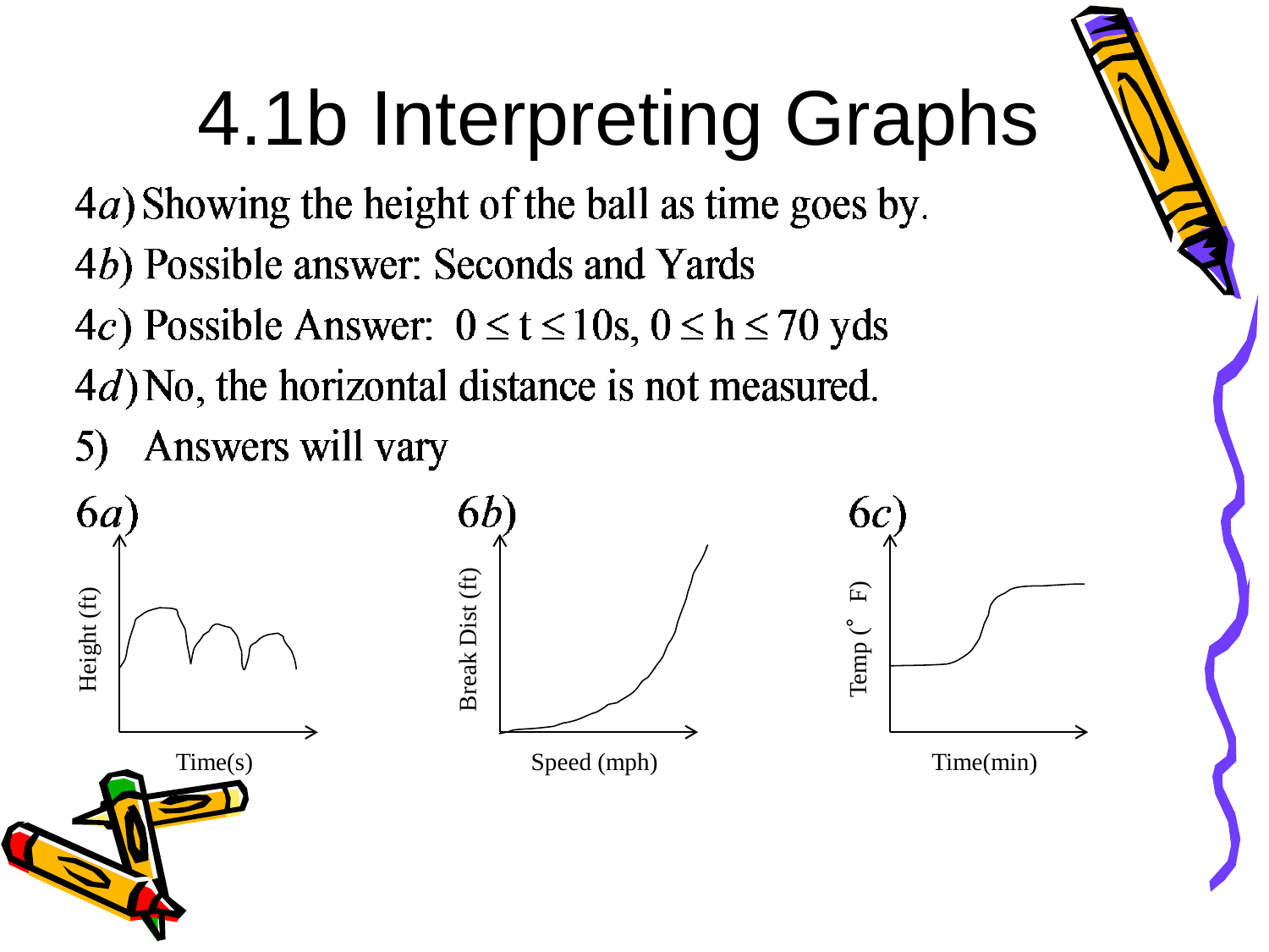# 4.1b Interpreting Graphs

4*a*) Showing the height of the ball as time goes by.

4*b*) Possible answer: Seconds and Yards

4*c*) Possible Answer: $0 \le t \le 10\text{s}$, $0 \le h \le 70$ yds

4*d*) No, the horizontal distance is not measured.

5) Answers will vary

6*a*)

Height (ft)

Time(s)

6*b*)

Break Dist (ft)

Speed (mph)

6*c*)

Temp (° F)

Time(min)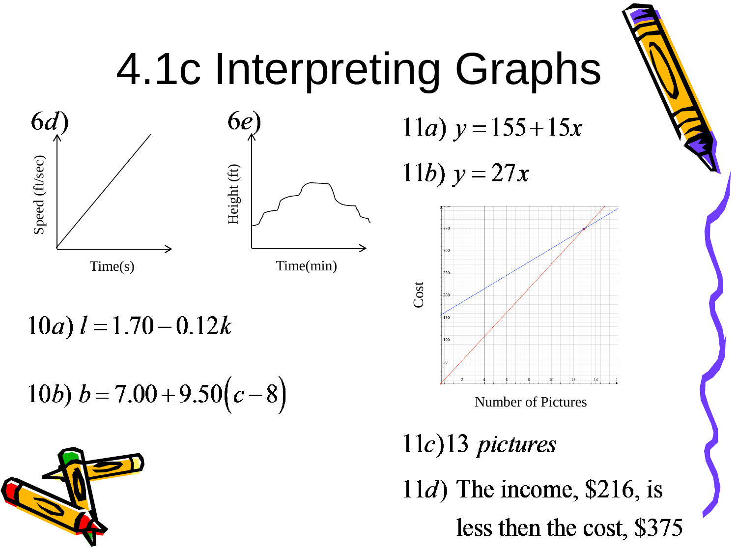# 4.1c Interpreting Graphs

$6d)$

Speed (ft/sec)

Time(s)

$6e)$

Height (ft)

Time(min)

$10a)\ l = 1.70 - 0.12k$

$10b)\ b = 7.00 + 9.50(c - 8)$

$11a)\ y = 155 + 15x$

$11b)\ y = 27x$

Cost

Number of Pictures

$11c)$ 13 *pictures*

$11d)$ The income, \$216, is less then the cost, \$375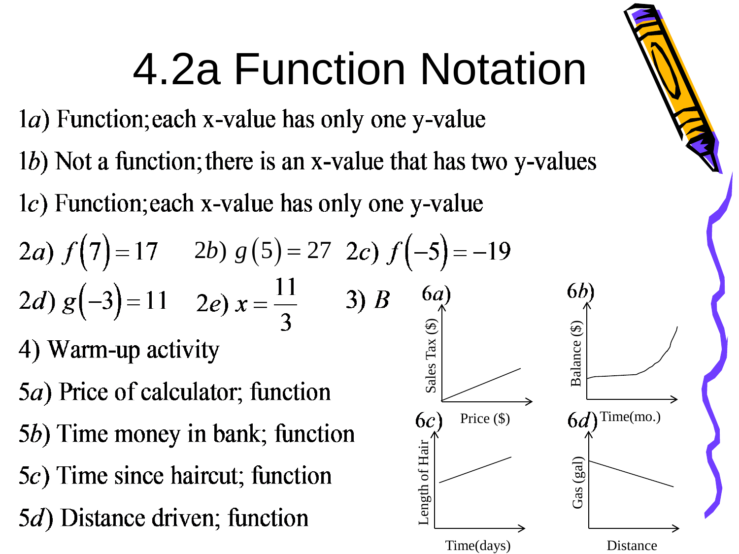# 4.2a Function Notation

1$a$) Function; each x-value has only one y-value

1$b$) Not a function; there is an x-value that has two y-values

1$c$) Function; each x-value has only one y-value

2$a$) $f(7) = 17$ 2$b$) $g(5) = 27$ 2$c$) $f(-5) = -19$

2$d$) $g(-3) = 11$ 2$e$) $x = \frac{11}{3}$ 3) $B$

4) Warm-up activity

5$a$) Price of calculator; function

5$b$) Time money in bank; function

5$c$) Time since haircut; function

5$d$) Distance driven; function

6$a$) Sales Tax ($) vs. Price ($)

6$b$) Balance ($) vs. Time(mo.)

6$c$) Length of Hair vs. Time(days)

6$d$) Gas (gal) vs. Distance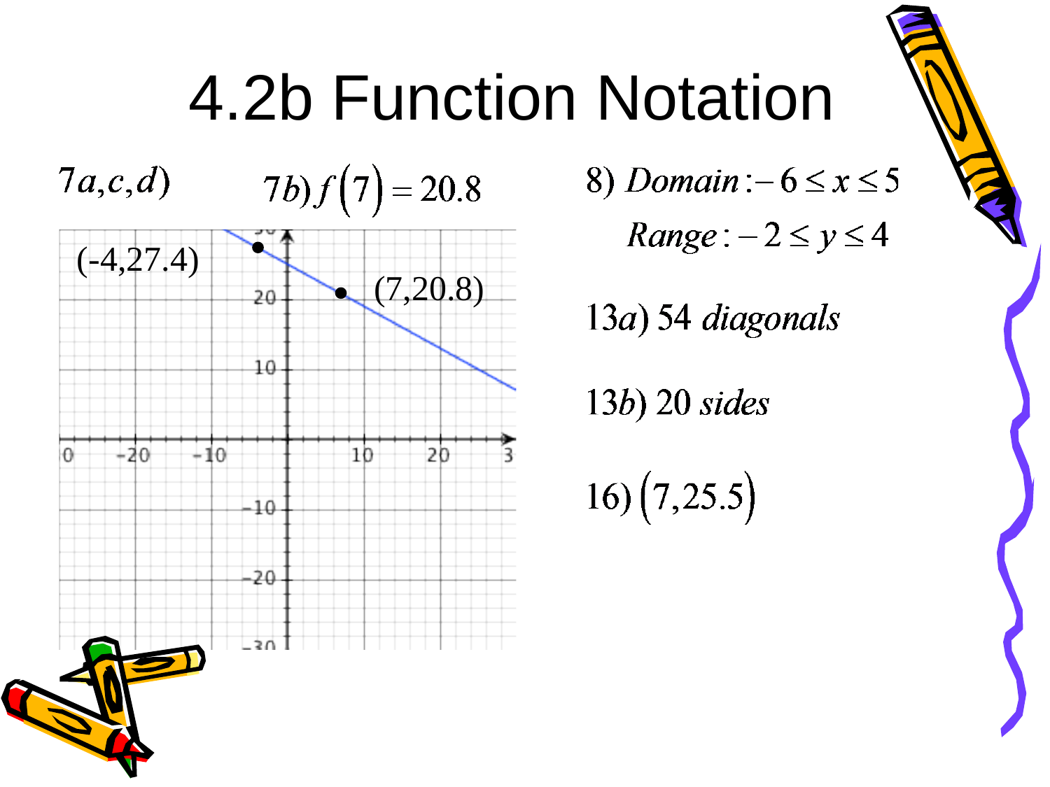# 4.2b Function Notation

$7a,c,d)$

$7b)\ f(7) = 20.8$

(-4,27.4)

(7,20.8)

$8)\ Domain: -6 \le x \le 5$

$Range: -2 \le y \le 4$

$13a)$ 54 *diagonals*

$13b)$ 20 *sides*

$16)\ (7, 25.5)$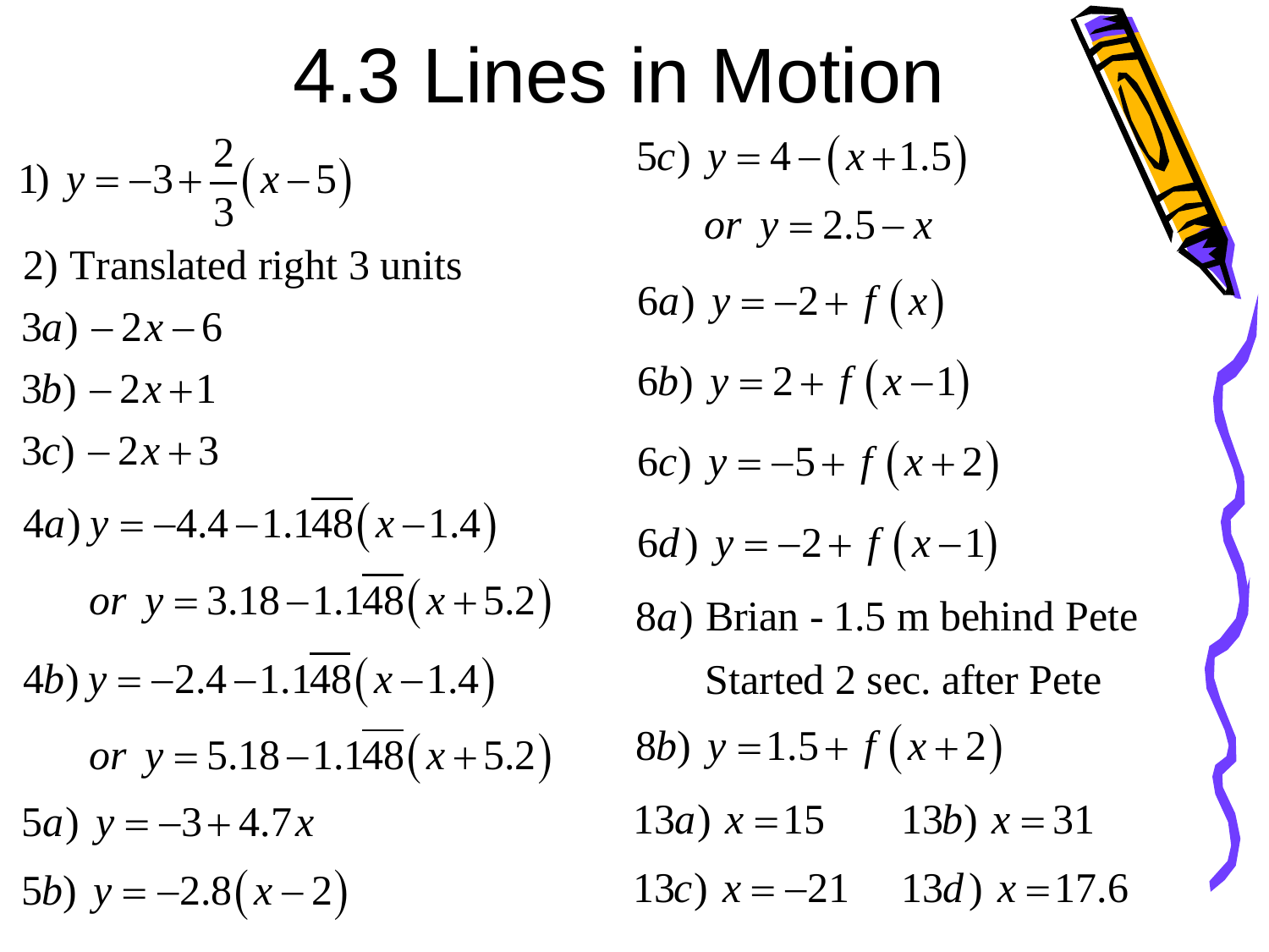# 4.3 Lines in Motion

1) $y = -3 + \frac{2}{3}(x - 5)$

2) Translated right 3 units

3a) $-2x - 6$

3b) $-2x + 1$

3c) $-2x + 3$

4a) $y = -4.4 - 1.1\overline{48}(x - 1.4)$

  or $y = 3.18 - 1.1\overline{48}(x + 5.2)$

4b) $y = -2.4 - 1.1\overline{48}(x - 1.4)$

  or $y = 5.18 - 1.1\overline{48}(x + 5.2)$

5a) $y = -3 + 4.7x$

5b) $y = -2.8(x - 2)$

5c) $y = 4 - (x + 1.5)$

  or $y = 2.5 - x$

6a) $y = -2 + f(x)$

6b) $y = 2 + f(x - 1)$

6c) $y = -5 + f(x + 2)$

6d) $y = -2 + f(x - 1)$

8a) Brian - 1.5 m behind Pete

  Started 2 sec. after Pete

8b) $y = 1.5 + f(x + 2)$

13a) $x = 15$  13b) $x = 31$

13c) $x = -21$  13d) $x = 17.6$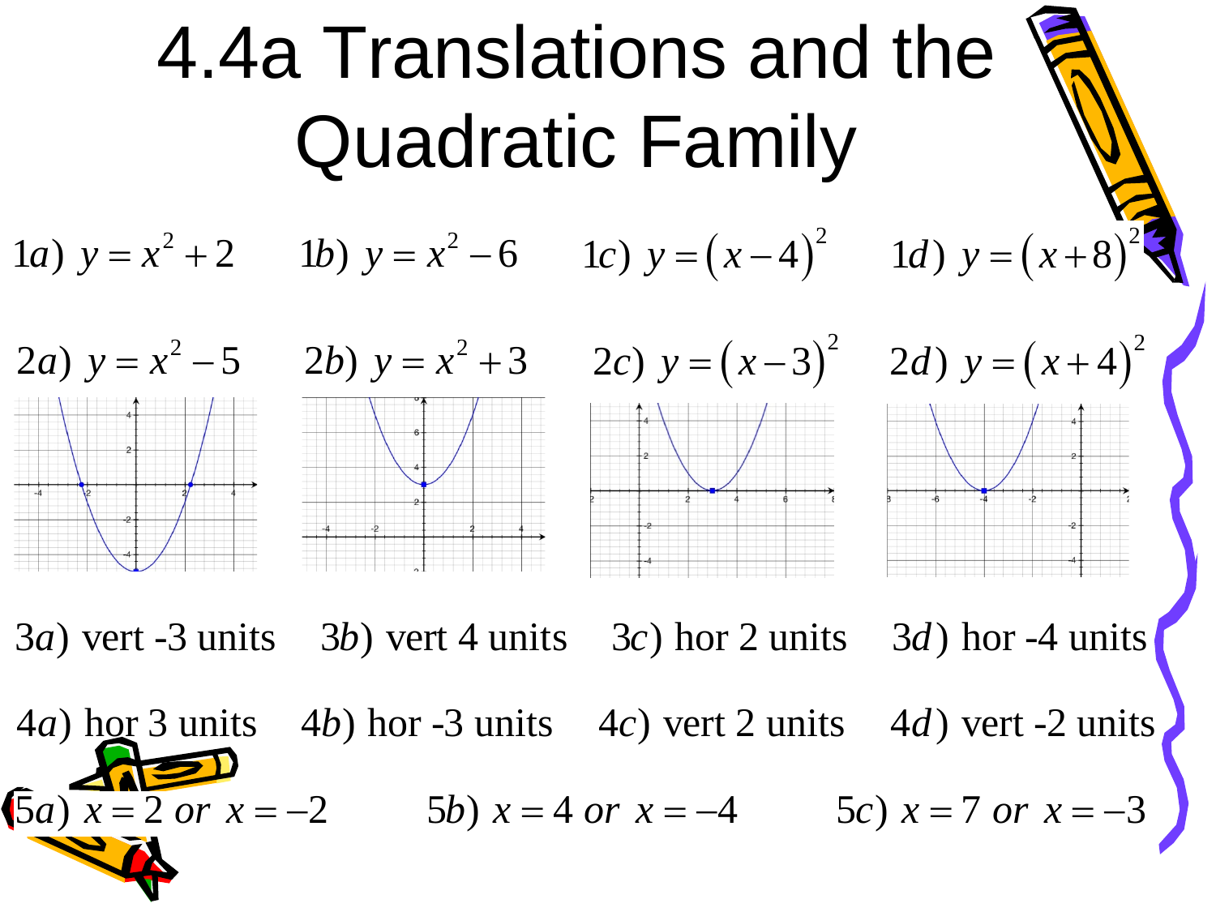# 4.4a Translations and the Quadratic Family

1a) $y = x^2 + 2$ 1b) $y = x^2 - 6$ 1c) $y = (x-4)^2$ 1d) $y = (x+8)^2$

2a) $y = x^2 - 5$ 2b) $y = x^2 + 3$ 2c) $y = (x-3)^2$ 2d) $y = (x+4)^2$

3a) vert -3 units 3b) vert 4 units 3c) hor 2 units 3d) hor -4 units

4a) hor 3 units 4b) hor -3 units 4c) vert 2 units 4d) vert -2 units

5a) $x = 2 \text{ or } x = -2$ 5b) $x = 4 \text{ or } x = -4$ 5c) $x = 7 \text{ or } x = -3$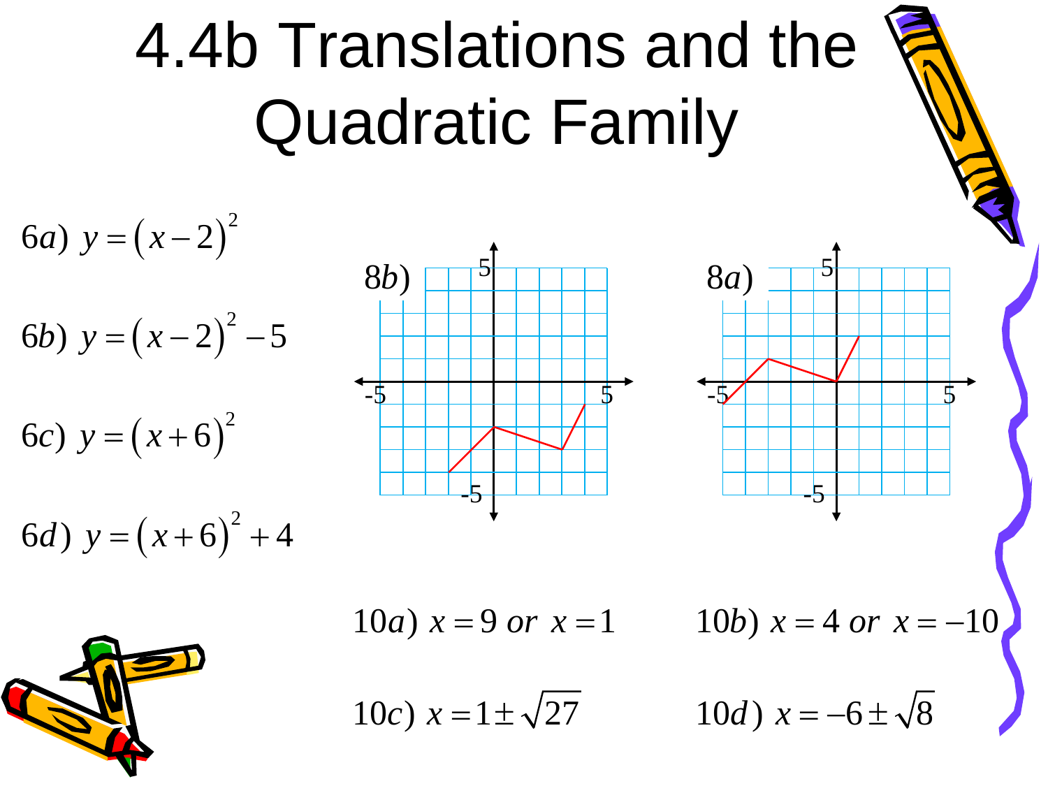# 4.4b Translations and the Quadratic Family

6a) $y = (x-2)^2$

6b) $y = (x-2)^2 - 5$

6c) $y = (x+6)^2$

6d) $y = (x+6)^2 + 4$

8b)

8a)

10a) $x = 9$ or $x = 1$

10b) $x = 4$ or $x = -10$

10c) $x = 1 \pm \sqrt{27}$

10d) $x = -6 \pm \sqrt{8}$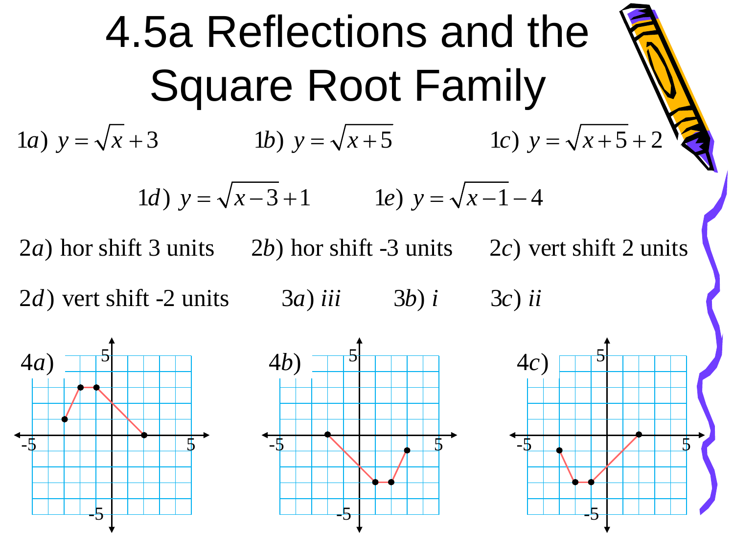# 4.5a Reflections and the Square Root Family

1a) $y = \sqrt{x} + 3$

1b) $y = \sqrt{x+5}$

1c) $y = \sqrt{x+5} + 2$

1d) $y = \sqrt{x-3} + 1$

1e) $y = \sqrt{x-1} - 4$

2a) hor shift 3 units

2b) hor shift -3 units

2c) vert shift 2 units

2d) vert shift -2 units

3a) *iii*

3b) *i*

3c) *ii*

4a)

4b)

4c)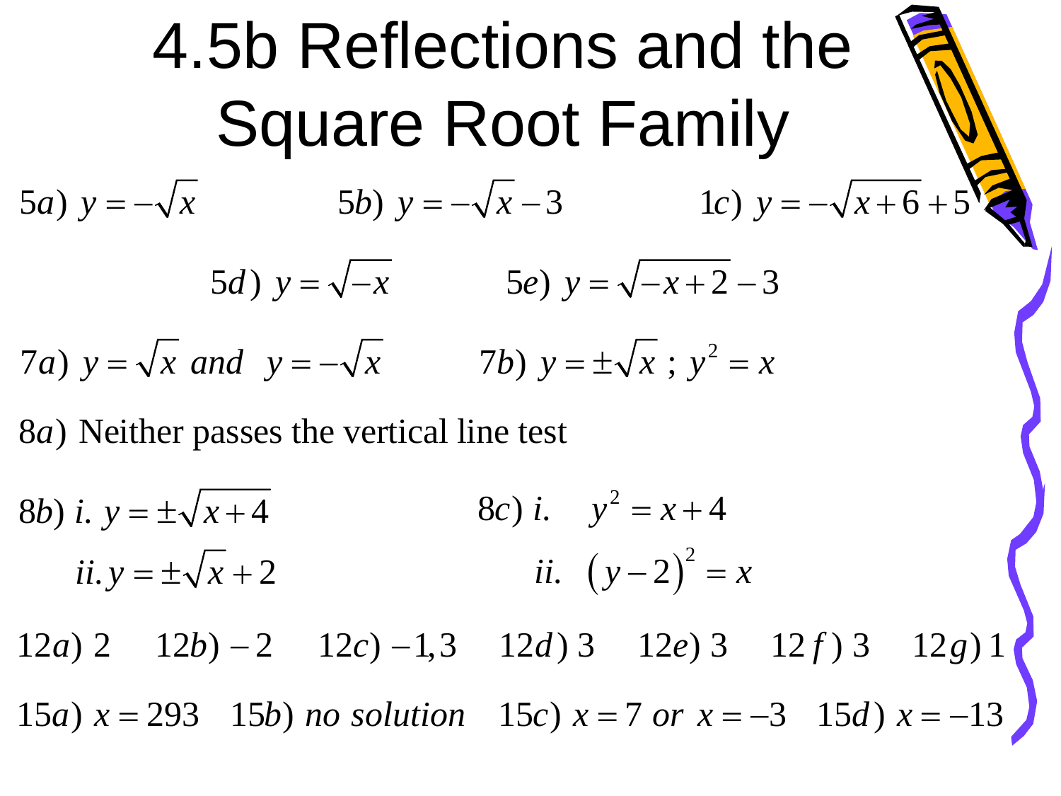# 4.5b Reflections and the Square Root Family

5a) $y = -\sqrt{x}$ 5b) $y = -\sqrt{x} - 3$ 1c) $y = -\sqrt{x+6} + 5$

5d) $y = \sqrt{-x}$ 5e) $y = \sqrt{-x+2} - 3$

7a) $y = \sqrt{x}$ *and* $y = -\sqrt{x}$ 7b) $y = \pm\sqrt{x}$ ; $y^2 = x$

8a) Neither passes the vertical line test

8b) i. $y = \pm\sqrt{x+4}$

ii. $y = \pm\sqrt{x} + 2$

8c) i. $y^2 = x + 4$

ii. $(y-2)^2 = x$

12a) 2 12b) $-2$ 12c) $-1, 3$ 12d) 3 12e) 3 12f) 3 12g) 1

15a) $x = 293$ 15b) *no solution* 15c) $x = 7$ *or* $x = -3$ 15d) $x = -13$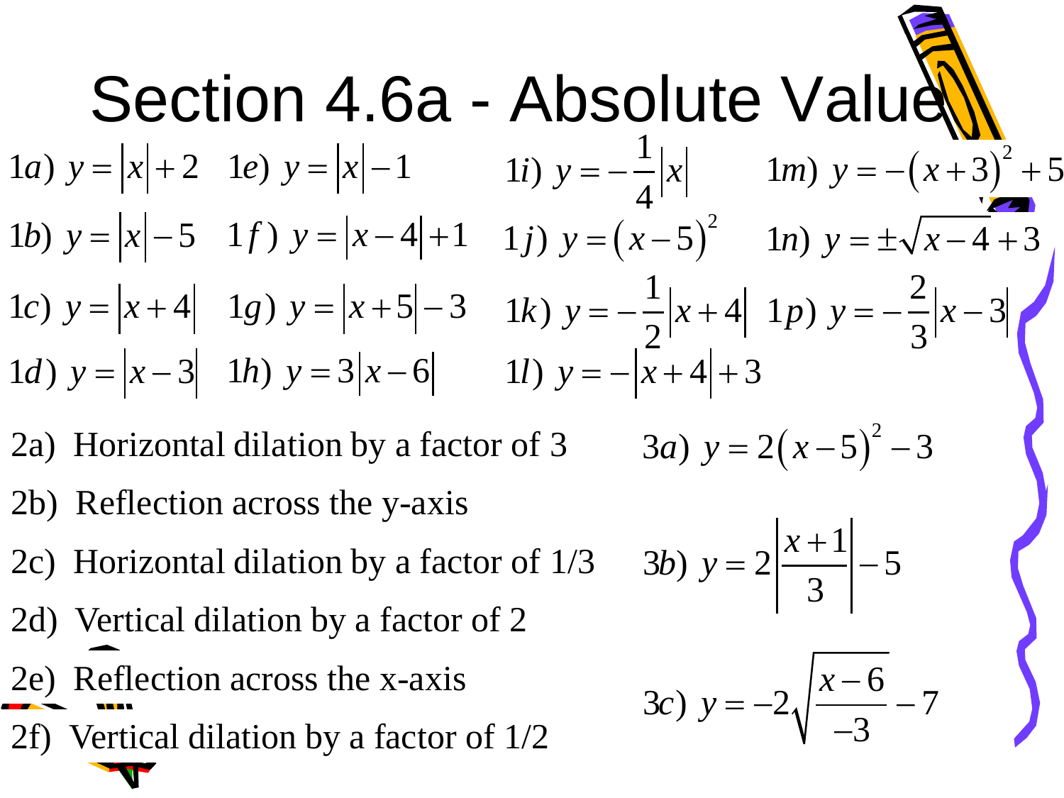# Section 4.6a - Absolute Value

$1a)\ y = |x| + 2$

$1b)\ y = |x| - 5$

$1c)\ y = |x + 4|$

$1d)\ y = |x - 3|$

$1e)\ y = |x| - 1$

$1f)\ y = |x - 4| + 1$

$1g)\ y = |x + 5| - 3$

$1h)\ y = 3|x - 6|$

$1i)\ y = -\frac{1}{4}|x|$

$1j)\ y = (x - 5)^2$

$1k)\ y = -\frac{1}{2}|x + 4|$

$1l)\ y = -|x + 4| + 3$

$1m)\ y = -(x + 3)^2 + 5$

$1n)\ y = \pm\sqrt{x - 4} + 3$

$1p)\ y = -\frac{2}{3}|x - 3|$

2a) Horizontal dilation by a factor of 3

2b) Reflection across the y-axis

2c) Horizontal dilation by a factor of 1/3

2d) Vertical dilation by a factor of 2

2e) Reflection across the x-axis

2f) Vertical dilation by a factor of 1/2

$3a)\ y = 2(x - 5)^2 - 3$

$3b)\ y = 2\left|\frac{x + 1}{3}\right| - 5$

$3c)\ y = -2\sqrt{\frac{x - 6}{-3}} - 7$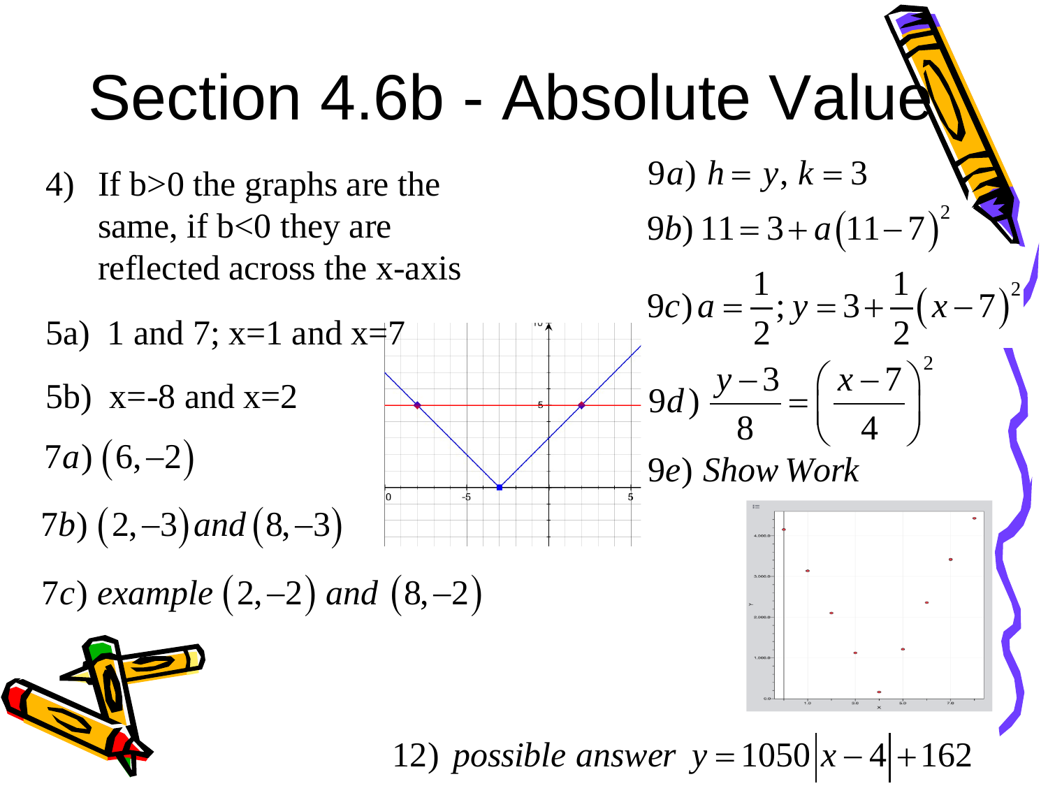# Section 4.6b - Absolute Value

4) If b>0 the graphs are the same, if b<0 they are reflected across the x-axis

5a) 1 and 7; x=1 and x=7

5b) x=-8 and x=2

$7a)\ (6,-2)$

$7b)\ (2,-3)\ and\ (8,-3)$

$7c)\ example\ (2,-2)\ and\ (8,-2)$

$9a)\ h=y,\ k=3$

$9b)\ 11=3+a(11-7)^2$

$9c)\ a=\frac{1}{2};\ y=3+\frac{1}{2}(x-7)^2$

$9d)\ \frac{y-3}{8}=\left(\frac{x-7}{4}\right)^2$

$9e)\ Show\ Work$

$12)\ possible\ answer\ \ y=1050|x-4|+162$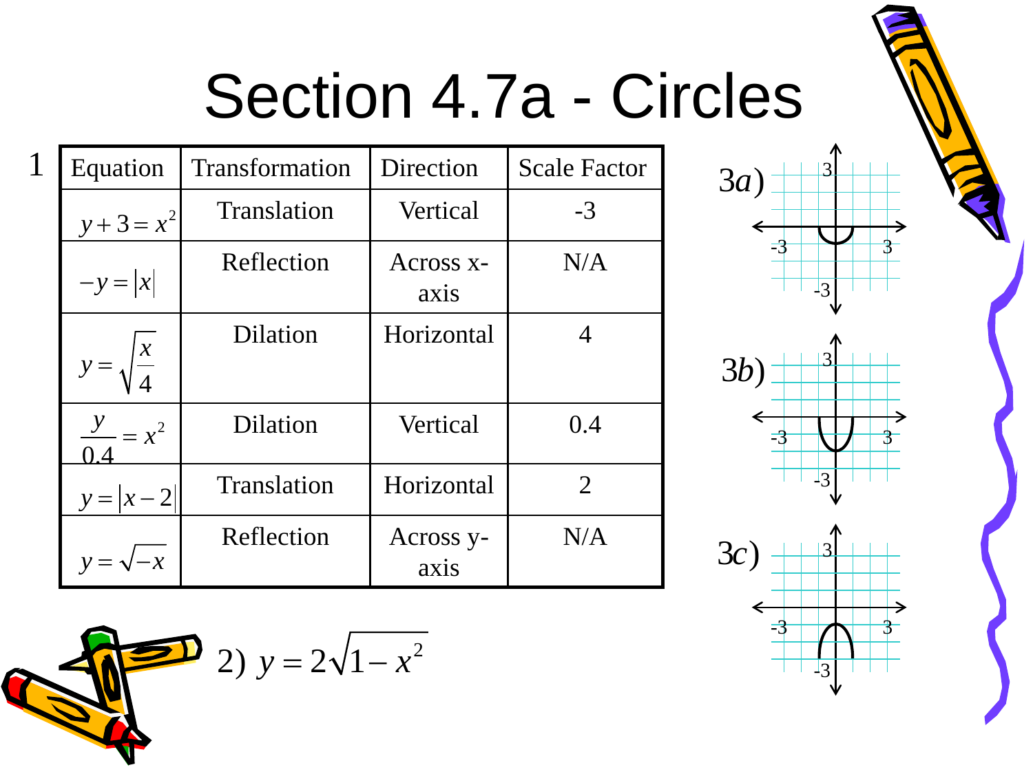# Section 4.7a - Circles

1

| Equation | Transformation | Direction | Scale Factor |
|---|---|---|---|
| $y+3=x^2$ | Translation | Vertical | -3 |
| $-y=\lvert x\rvert$ | Reflection | Across x-axis | N/A |
| $y=\sqrt{\frac{x}{4}}$ | Dilation | Horizontal | 4 |
| $\frac{y}{0.4}=x^2$ | Dilation | Vertical | 0.4 |
| $y=\lvert x-2\rvert$ | Translation | Horizontal | 2 |
| $y=\sqrt{-x}$ | Reflection | Across y-axis | N/A |

2) $y=2\sqrt{1-x^2}$

3a)

3b)

3c)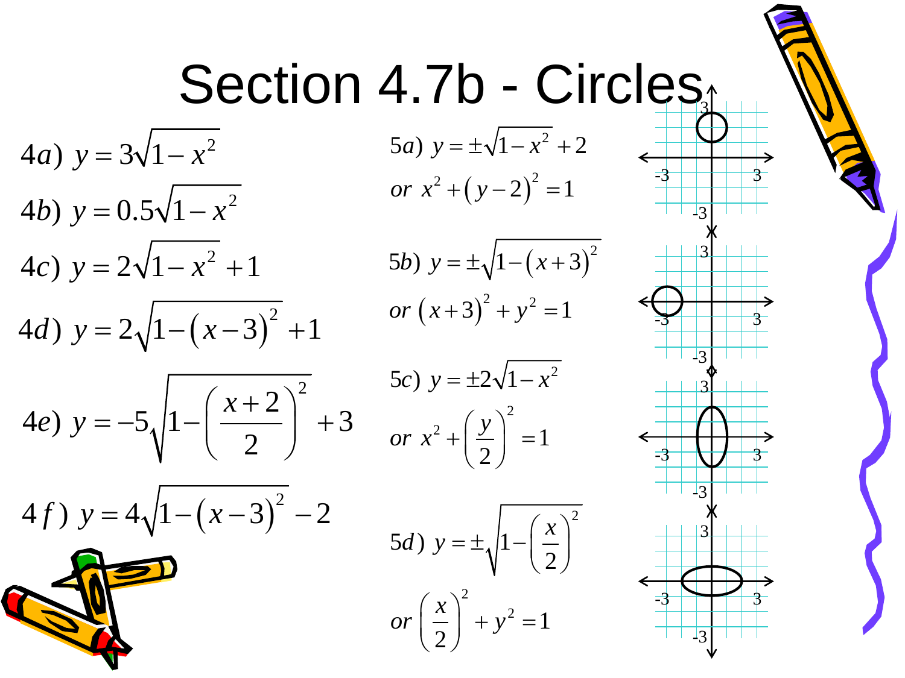# Section 4.7b - Circles

4a) $y = 3\sqrt{1-x^2}$

4b) $y = 0.5\sqrt{1-x^2}$

4c) $y = 2\sqrt{1-x^2} + 1$

4d) $y = 2\sqrt{1-(x-3)^2} + 1$

4e) $y = -5\sqrt{1-\left(\frac{x+2}{2}\right)^2} + 3$

4f) $y = 4\sqrt{1-(x-3)^2} - 2$

5a) $y = \pm\sqrt{1-x^2} + 2$

or $x^2 + (y-2)^2 = 1$

5b) $y = \pm\sqrt{1-(x+3)^2}$

or $(x+3)^2 + y^2 = 1$

5c) $y = \pm 2\sqrt{1-x^2}$

or $x^2 + \left(\frac{y}{2}\right)^2 = 1$

5d) $y = \pm\sqrt{1-\left(\frac{x}{2}\right)^2}$

or $\left(\frac{x}{2}\right)^2 + y^2 = 1$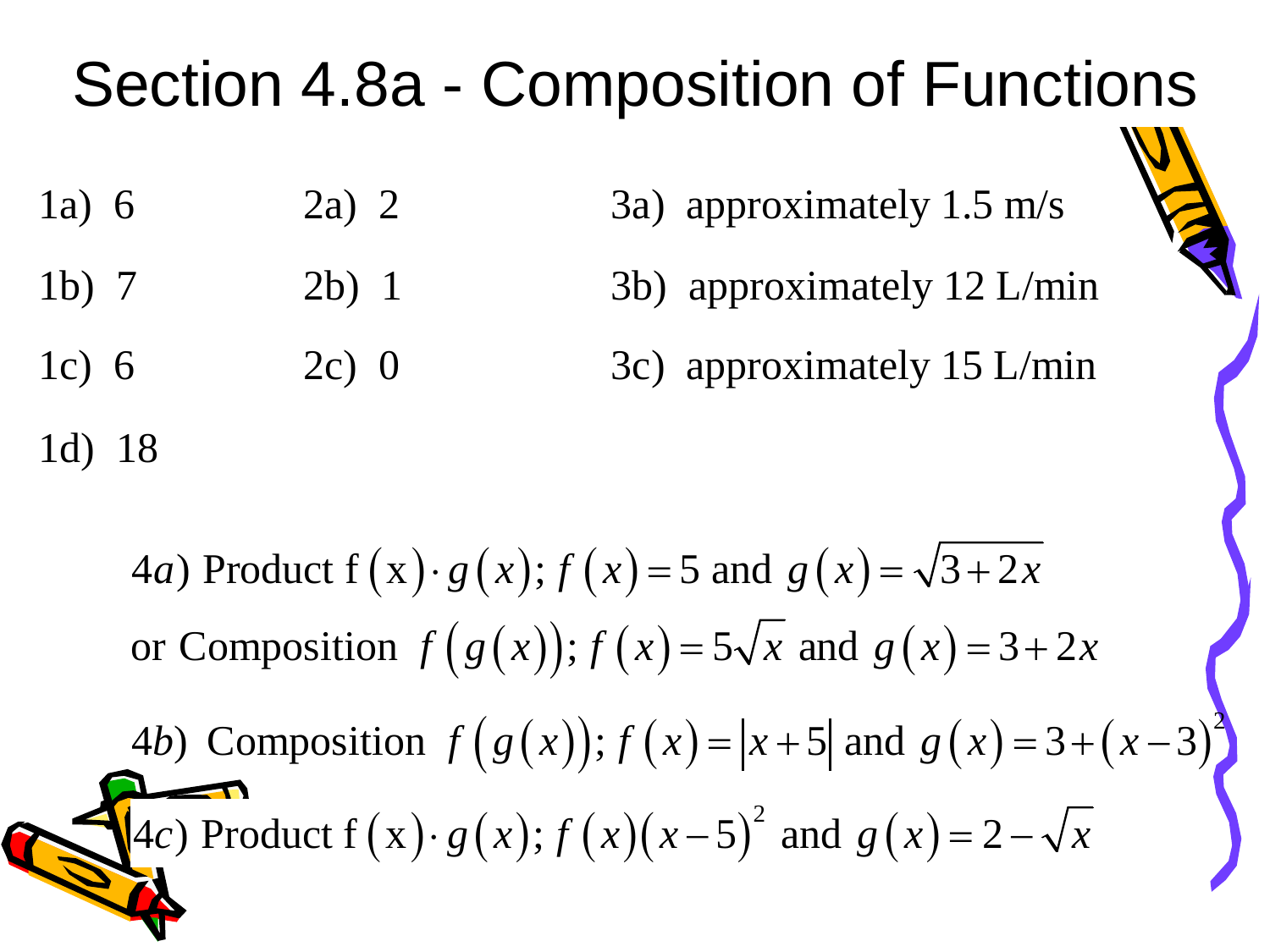# Section 4.8a - Composition of Functions

1a) 6

1b) 7

1c) 6

1d) 18

2a) 2

2b) 1

2c) 0

3a) approximately 1.5 m/s

3b) approximately 12 L/min

3c) approximately 15 L/min

4a) Product $\text{f}\left(\text{x}\right)\cdot g\left(x\right)$; $f\left(x\right)=5$ and $g\left(x\right)=\sqrt{3+2x}$

or Composition $f\left(g\left(x\right)\right)$; $f\left(x\right)=5\sqrt{x}$ and $g\left(x\right)=3+2x$

4b) Composition $f\left(g\left(x\right)\right)$; $f\left(x\right)=\left|x+5\right|$ and $g\left(x\right)=3+\left(x-3\right)^2$

4c) Product $\text{f}\left(\text{x}\right)\cdot g\left(x\right)$; $f\left(x\right)\left(x-5\right)^2$ and $g\left(x\right)=2-\sqrt{x}$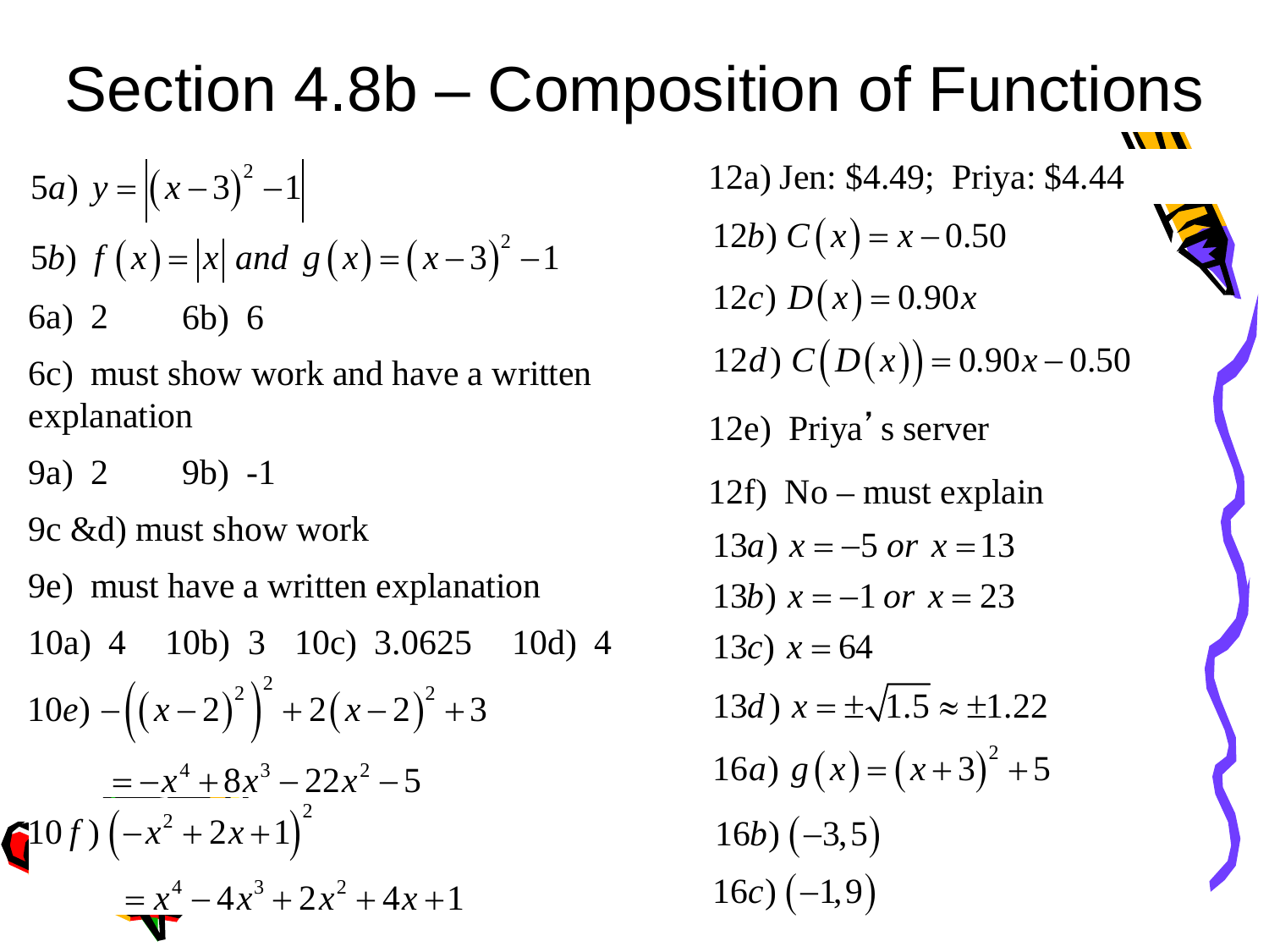# Section 4.8b – Composition of Functions

5a) $y = \left|(x-3)^2 - 1\right|$

5b) $f(x) = |x|$ *and* $g(x) = (x-3)^2 - 1$

6a) 2 6b) 6

6c) must show work and have a written explanation

9a) 2 9b) -1

9c &d) must show work

9e) must have a written explanation

10a) 4 10b) 3 10c) 3.0625 10d) 4

10e) $-\left((x-2)^2\right)^2 + 2(x-2)^2 + 3$

$= -x^4 + 8x^3 - 22x^2 - 5$

10f) $\left(-x^2 + 2x + 1\right)^2$

$= x^4 - 4x^3 + 2x^2 + 4x + 1$

12a) Jen: $4.49; Priya: $4.44

12b) $C(x) = x - 0.50$

12c) $D(x) = 0.90x$

12d) $C(D(x)) = 0.90x - 0.50$

12e) Priya's server

12f) No – must explain

13a) $x = -5$ *or* $x = 13$

13b) $x = -1$ *or* $x = 23$

13c) $x = 64$

13d) $x = \pm\sqrt{1.5} \approx \pm 1.22$

16a) $g(x) = (x+3)^2 + 5$

16b) $(-3, 5)$

16c) $(-1, 9)$